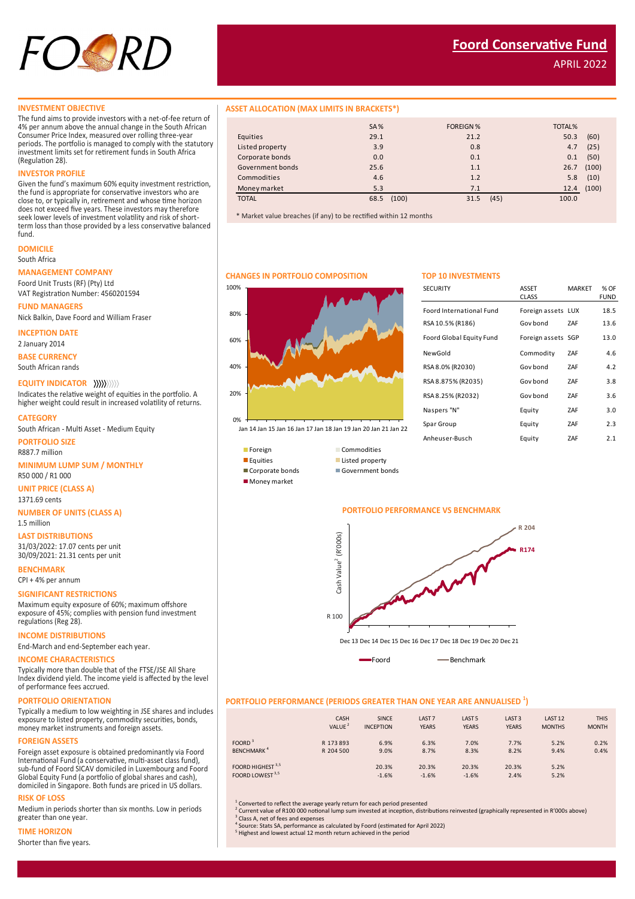# FOORD

## Foord Conservative Fund

APRIL 2022

### INVESTMENT OBJECTIVE

The fund aims to provide investors with a net-of-fee return of 4% per annum above the annual change in the South African Consumer Price Index, measured over rolling three-year periods. The portfolio is managed to comply with the statutory investment limits set for retirement funds in South Africa (Regulation 28).

### INVESTOR PROFILE

Given the fund's maximum 60% equity investment restriction, the fund is appropriate for conservative investors who are close to, or typically in, retirement and whose time horizon does not exceed five years. These investors may therefore seek lower levels of investment volatility and risk of short-term loss than those provided by a less conservative balanced fund.

### DOMICILE

South Africa

### MANAGEMENT COMPANY

Foord Unit Trusts (RF) (Pty) Ltd
VAT Registration Number: 4560201594

### FUND MANAGERS

Nick Balkin, Dave Foord and William Fraser

### INCEPTION DATE

2 January 2014

### BASE CURRENCY

South African rands

### EQUITY INDICATOR

Indicates the relative weight of equities in the portfolio. A higher weight could result in increased volatility of returns.

### CATEGORY

South African - Multi Asset - Medium Equity

### PORTFOLIO SIZE

R887.7 million

### MINIMUM LUMP SUM / MONTHLY

R50 000 / R1 000

### UNIT PRICE (CLASS A)

1371.69 cents

### NUMBER OF UNITS (CLASS A)

1.5 million

### LAST DISTRIBUTIONS

31/03/2022: 17.07 cents per unit
30/09/2021: 21.31 cents per unit

### BENCHMARK

CPI + 4% per annum

### SIGNIFICANT RESTRICTIONS

Maximum equity exposure of 60%; maximum offshore exposure of 45%; complies with pension fund investment regulations (Reg 28).

### INCOME DISTRIBUTIONS

End-March and end-September each year.

### INCOME CHARACTERISTICS

Typically more than double that of the FTSE/JSE All Share Index dividend yield. The income yield is affected by the level of performance fees accrued.

### PORTFOLIO ORIENTATION

Typically a medium to low weighting in JSE shares and includes exposure to listed property, commodity securities, bonds, money market instruments and foreign assets.

### FOREIGN ASSETS

Foreign asset exposure is obtained predominantly via Foord International Fund (a conservative, multi-asset class fund), sub-fund of Foord SICAV domiciled in Luxembourg and Foord Global Equity Fund (a portfolio of global shares and cash), domiciled in Singapore. Both funds are priced in US dollars.

### RISK OF LOSS

Medium in periods shorter than six months. Low in periods greater than one year.

### TIME HORIZON

Shorter than five years.

### ASSET ALLOCATION (MAX LIMITS IN BRACKETS*)

| | SA % | | FOREIGN % | | TOTAL% | |
|---|---|---|---|---|---|---|
| Equities | 29.1 | | 21.2 | | 50.3 | (60) |
| Listed property | 3.9 | | 0.8 | | 4.7 | (25) |
| Corporate bonds | 0.0 | | 0.1 | | 0.1 | (50) |
| Government bonds | 25.6 | | 1.1 | | 26.7 | (100) |
| Commodities | 4.6 | | 1.2 | | 5.8 | (10) |
| Money market | 5.3 | | 7.1 | | 12.4 | (100) |
| TOTAL | 68.5 | (100) | 31.5 | (45) | 100.0 | |

\* Market value breaches (if any) to be rectified within 12 months

### CHANGES IN PORTFOLIO COMPOSITION

Legend: Foreign, Equities, Corporate bonds, Money market, Commodities, Listed property, Government bonds

### TOP 10 INVESTMENTS

| SECURITY | ASSET CLASS | MARKET | % OF FUND |
|---|---|---|---|
| Foord International Fund | Foreign assets | LUX | 18.5 |
| RSA 10.5% (R186) | Gov bond | ZAF | 13.6 |
| Foord Global Equity Fund | Foreign assets | SGP | 13.0 |
| NewGold | Commodity | ZAF | 4.6 |
| RSA 8.0% (R2030) | Gov bond | ZAF | 4.2 |
| RSA 8.875% (R2035) | Gov bond | ZAF | 3.8 |
| RSA 8.25% (R2032) | Gov bond | ZAF | 3.6 |
| Naspers "N" | Equity | ZAF | 3.0 |
| Spar Group | Equity | ZAF | 2.3 |
| Anheuser-Busch | Equity | ZAF | 2.1 |

### PORTFOLIO PERFORMANCE VS BENCHMARK

Cash Value[2] (R'000s): Foord R174; Benchmark R 204; start R 100 (Dec 13 – Dec 21)

### PORTFOLIO PERFORMANCE (PERIODS GREATER THAN ONE YEAR ARE ANNUALISED [1])

| | CASH VALUE [2] | SINCE INCEPTION | LAST 7 YEARS | LAST 5 YEARS | LAST 3 YEARS | LAST 12 MONTHS | THIS MONTH |
|---|---|---|---|---|---|---|---|
| FOORD [3] | R 173 893 | 6.9% | 6.3% | 7.0% | 7.7% | 5.2% | 0.2% |
| BENCHMARK [4] | R 204 500 | 9.0% | 8.7% | 8.3% | 8.2% | 9.4% | 0.4% |
| FOORD HIGHEST [3,5] | | 20.3% | 20.3% | 20.3% | 20.3% | 5.2% | |
| FOORD LOWEST [3,5] | | -1.6% | -1.6% | -1.6% | 2.4% | 5.2% | |

[1] Converted to reflect the average yearly return for each period presented
[2] Current value of R100 000 notional lump sum invested at inception, distributions reinvested (graphically represented in R'000s above)
[3] Class A, net of fees and expenses
[4] Source: Stats SA, performance as calculated by Foord (estimated for April 2022)
[5] Highest and lowest actual 12 month return achieved in the period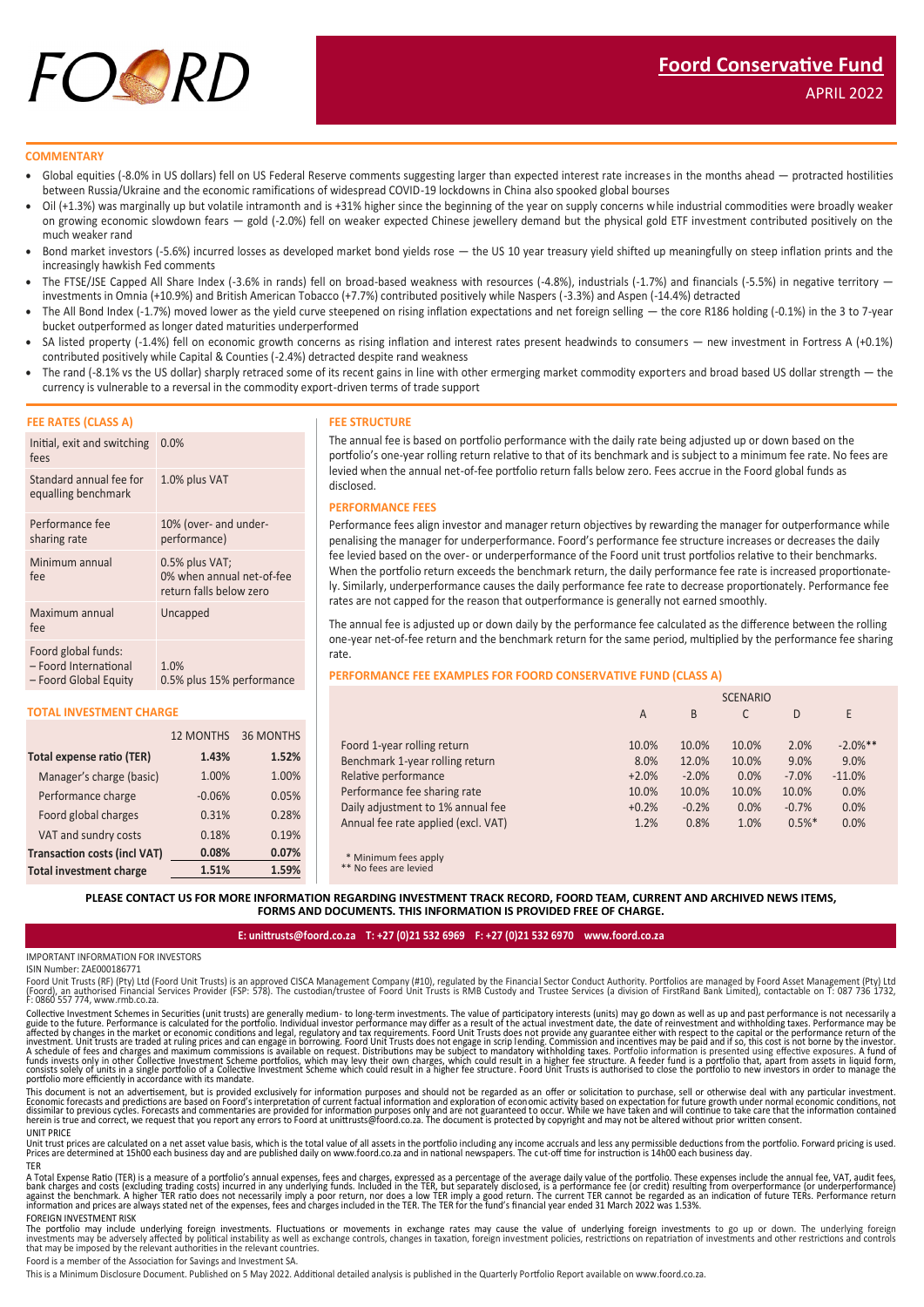# Foord Conservative Fund

APRIL 2022

## COMMENTARY

- Global equities (-8.0% in US dollars) fell on US Federal Reserve comments suggesting larger than expected interest rate increases in the months ahead — protracted hostilities between Russia/Ukraine and the economic ramifications of widespread COVID-19 lockdowns in China also spooked global bourses
- Oil (+1.3%) was marginally up but volatile intramonth and is +31% higher since the beginning of the year on supply concerns while industrial commodities were broadly weaker on growing economic slowdown fears — gold (-2.0%) fell on weaker expected Chinese jewellery demand but the physical gold ETF investment contributed positively on the much weaker rand
- Bond market investors (-5.6%) incurred losses as developed market bond yields rose — the US 10 year treasury yield shifted up meaningfully on steep inflation prints and the increasingly hawkish Fed comments
- The FTSE/JSE Capped All Share Index (-3.6% in rands) fell on broad-based weakness with resources (-4.8%), industrials (-1.7%) and financials (-5.5%) in negative territory — investments in Omnia (+10.9%) and British American Tobacco (+7.7%) contributed positively while Naspers (-3.3%) and Aspen (-14.4%) detracted
- The All Bond Index (-1.7%) moved lower as the yield curve steepened on rising inflation expectations and net foreign selling — the core R186 holding (-0.1%) in the 3 to 7-year bucket outperformed as longer dated maturities underperformed
- SA listed property (-1.4%) fell on economic growth concerns as rising inflation and interest rates present headwinds to consumers — new investment in Fortress A (+0.1%) contributed positively while Capital & Counties (-2.4%) detracted despite rand weakness
- The rand (-8.1% vs the US dollar) sharply retraced some of its recent gains in line with other ermerging market commodity exporters and broad based US dollar strength — the currency is vulnerable to a reversal in the commodity export-driven terms of trade support

## FEE RATES (CLASS A)

| | |
|---|---|
| Initial, exit and switching fees | 0.0% |
| Standard annual fee for equalling benchmark | 1.0% plus VAT |
| Performance fee sharing rate | 10% (over- and under-performance) |
| Minimum annual fee | 0.5% plus VAT; 0% when annual net-of-fee return falls below zero |
| Maximum annual fee | Uncapped |
| Foord global funds: – Foord International – Foord Global Equity | 1.0% 0.5% plus 15% performance |

## TOTAL INVESTMENT CHARGE

| | 12 MONTHS | 36 MONTHS |
|---|---|---|
| **Total expense ratio (TER)** | **1.43%** | **1.52%** |
| Manager's charge (basic) | 1.00% | 1.00% |
| Performance charge | -0.06% | 0.05% |
| Foord global charges | 0.31% | 0.28% |
| VAT and sundry costs | 0.18% | 0.19% |
| **Transaction costs (incl VAT)** | **0.08%** | **0.07%** |
| **Total investment charge** | **1.51%** | **1.59%** |

## FEE STRUCTURE

The annual fee is based on portfolio performance with the daily rate being adjusted up or down based on the portfolio's one-year rolling return relative to that of its benchmark and is subject to a minimum fee rate. No fees are levied when the annual net-of-fee portfolio return falls below zero. Fees accrue in the Foord global funds as disclosed.

## PERFORMANCE FEES

Performance fees align investor and manager return objectives by rewarding the manager for outperformance while penalising the manager for underperformance. Foord's performance fee structure increases or decreases the daily fee levied based on the over- or underperformance of the Foord unit trust portfolios relative to their benchmarks. When the portfolio return exceeds the benchmark return, the daily performance fee rate is increased proportionately. Similarly, underperformance causes the daily performance fee rate to decrease proportionately. Performance fee rates are not capped for the reason that outperformance is generally not earned smoothly.

The annual fee is adjusted up or down daily by the performance fee calculated as the difference between the rolling one-year net-of-fee return and the benchmark return for the same period, multiplied by the performance fee sharing rate.

## PERFORMANCE FEE EXAMPLES FOR FOORD CONSERVATIVE FUND (CLASS A)

| | SCENARIO | | | | |
|---|---|---|---|---|---|
| | A | B | C | D | E |
| Foord 1-year rolling return | 10.0% | 10.0% | 10.0% | 2.0% | -2.0%** |
| Benchmark 1-year rolling return | 8.0% | 12.0% | 10.0% | 9.0% | 9.0% |
| Relative performance | +2.0% | -2.0% | 0.0% | -7.0% | -11.0% |
| Performance fee sharing rate | 10.0% | 10.0% | 10.0% | 10.0% | 0.0% |
| Daily adjustment to 1% annual fee | +0.2% | -0.2% | 0.0% | -0.7% | 0.0% |
| Annual fee rate applied (excl. VAT) | 1.2% | 0.8% | 1.0% | 0.5%* | 0.0% |

\* Minimum fees apply
\** No fees are levied

**PLEASE CONTACT US FOR MORE INFORMATION REGARDING INVESTMENT TRACK RECORD, FOORD TEAM, CURRENT AND ARCHIVED NEWS ITEMS, FORMS AND DOCUMENTS. THIS INFORMATION IS PROVIDED FREE OF CHARGE.**

**E: unittrusts@foord.co.za T: +27 (0)21 532 6969 F: +27 (0)21 532 6970 www.foord.co.za**

IMPORTANT INFORMATION FOR INVESTORS

ISIN Number: ZAE000186771

Foord Unit Trusts (RF) (Pty) Ltd (Foord Unit Trusts) is an approved CISCA Management Company (#10), regulated by the Financial Sector Conduct Authority. Portfolios are managed by Foord Asset Management (Pty) Ltd (Foord), an authorised Financial Services Provider (FSP: 578). The custodian/trustee of Foord Unit Trusts is RMB Custody and Trustee Services (a division of FirstRand Bank Limited), contactable on T: 087 736 1732, F: 0860 557 774, www.rmb.co.za.

Collective Investment Schemes in Securities (unit trusts) are generally medium- to long-term investments. The value of participatory interests (units) may go down as well as up and past performance is not necessarily a guide to the future. Performance is calculated for the portfolio. Individual investor performance may differ as a result of the actual investment date, the date of reinvestment and withholding taxes. Performance may be affected by changes in the market or economic conditions and legal, regulatory and tax requirements. Foord Unit Trusts does not provide any guarantee either with respect to the capital or the performance return of the investment. Unit trusts are traded at ruling prices and can engage in borrowing. Foord Unit Trusts does not engage in scrip lending. Commission and incentives may be paid and if so, this cost is not borne by the investor. A schedule of fees and charges and maximum commissions is available on request. Distributions may be subject to mandatory withholding taxes. Portfolio information is presented using effective exposures. A fund of funds invests only in other Collective Investment Scheme portfolios, which may levy their own charges, which could result in a higher fee structure. A feeder fund is a portfolio that, apart from assets in liquid form, consists solely of units in a single portfolio of a Collective Investment Scheme which could result in a higher fee structure. Foord Unit Trusts is authorised to close the portfolio to new investors in order to manage the portfolio more efficiently in accordance with its mandate.

This document is not an advertisement, but is provided exclusively for information purposes and should not be regarded as an offer or solicitation to purchase, sell or otherwise deal with any particular investment. Economic forecasts and predictions are based on Foord's interpretation of current factual information and exploration of economic activity based on expectation for future growth under normal economic conditions, not dissimilar to previous cycles. Forecasts and commentaries are provided for information purposes only and are not guaranteed to occur. While we have taken and will continue to take care that the information contained herein is true and correct, we request that you report any errors to Foord at unittrusts@foord.co.za. The document is protected by copyright and may not be altered without prior written consent.

UNIT PRICE

Unit trust prices are calculated on a net asset value basis, which is the total value of all assets in the portfolio including any income accruals and less any permissible deductions from the portfolio. Forward pricing is used. Prices are determined at 15h00 each business day and are published daily on www.foord.co.za and in national newspapers. The cut-off time for instruction is 14h00 each business day.

TER

A Total Expense Ratio (TER) is a measure of a portfolio's annual expenses, fees and charges, expressed as a percentage of the average daily value of the portfolio. These expenses include the annual fee, VAT, audit fees, bank charges and costs (excluding trading costs) incurred in any underlying funds. Included in the TER, but separately disclosed, is a performance fee (or credit) resulting from overperformance (or underperformance) against the benchmark. A higher TER ratio does not necessarily imply a poor return, nor does a low TER imply a good return. The current TER cannot be regarded as an indication of future TERs. Performance return information and prices are always stated net of the expenses, fees and charges included in the TER. The TER for the fund's financial year ended 31 March 2022 was 1.53%.

FOREIGN INVESTMENT RISK

The portfolio may include underlying foreign investments. Fluctuations or movements in exchange rates may cause the value of underlying foreign investments to go up or down. The underlying foreign investments may be adversely affected by political instability as well as exchange controls, changes in taxation, foreign investment policies, restrictions on repatriation of investments and other restrictions and controls that may be imposed by the relevant authorities in the relevant countries.

Foord is a member of the Association for Savings and Investment SA.

This is a Minimum Disclosure Document. Published on 5 May 2022. Additional detailed analysis is published in the Quarterly Portfolio Report available on www.foord.co.za.